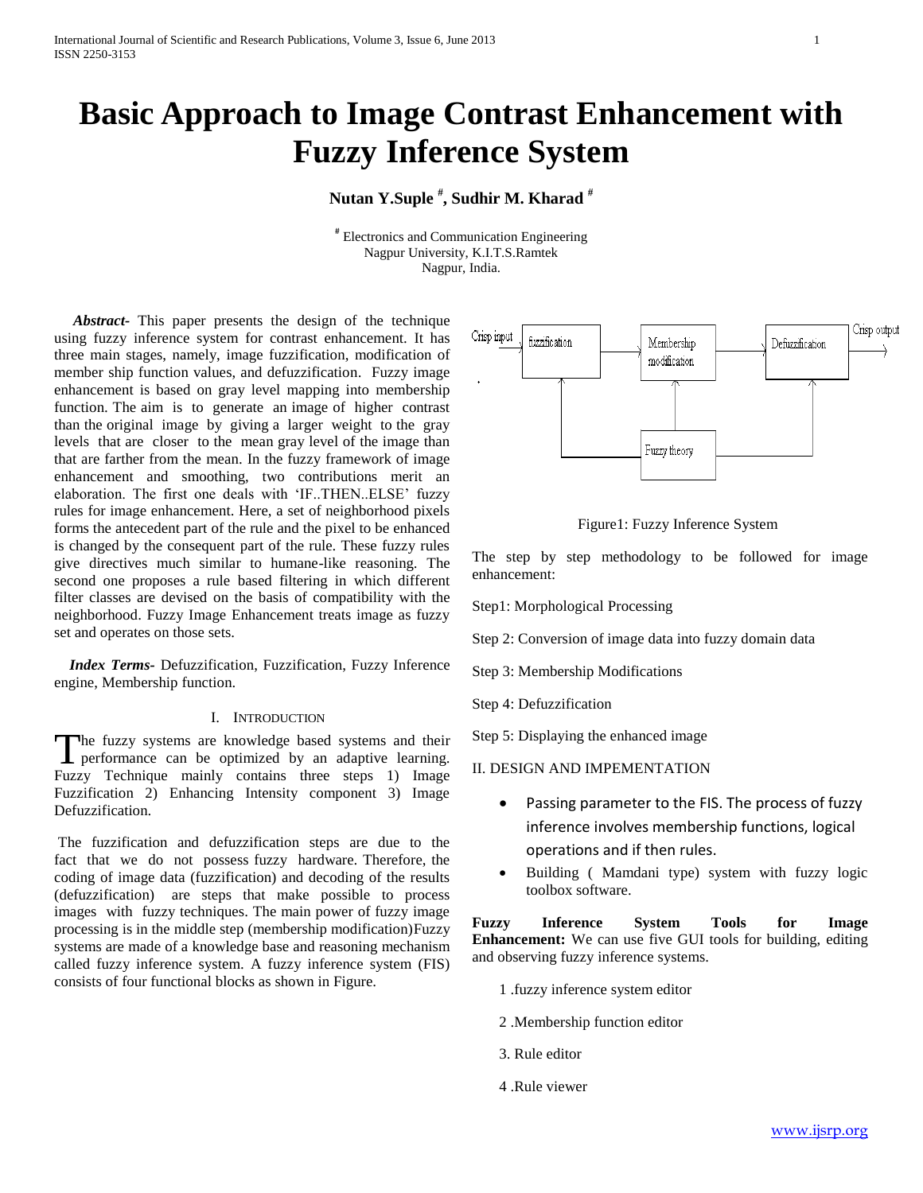# Basic Approach to Image Contrast Enhancement with Fuzzy Inference System

**Nutan Y.Suple [#], Sudhir M. Kharad [#]**

[#] Electronics and Communication Engineering
Nagpur University, K.I.T.S.Ramtek
Nagpur, India.

***Abstract-*** This paper presents the design of the technique using fuzzy inference system for contrast enhancement. It has three main stages, namely, image fuzzification, modification of member ship function values, and defuzzification. Fuzzy image enhancement is based on gray level mapping into membership function. The aim is to generate an image of higher contrast than the original image by giving a larger weight to the gray levels that are closer to the mean gray level of the image than that are farther from the mean. In the fuzzy framework of image enhancement and smoothing, two contributions merit an elaboration. The first one deals with 'IF..THEN..ELSE' fuzzy rules for image enhancement. Here, a set of neighborhood pixels forms the antecedent part of the rule and the pixel to be enhanced is changed by the consequent part of the rule. These fuzzy rules give directives much similar to humane-like reasoning. The second one proposes a rule based filtering in which different filter classes are devised on the basis of compatibility with the neighborhood. Fuzzy Image Enhancement treats image as fuzzy set and operates on those sets.

***Index Terms-*** Defuzzification, Fuzzification, Fuzzy Inference engine, Membership function.

## I. Introduction

The fuzzy systems are knowledge based systems and their performance can be optimized by an adaptive learning. Fuzzy Technique mainly contains three steps 1) Image Fuzzification 2) Enhancing Intensity component 3) Image Defuzzification.

The fuzzification and defuzzification steps are due to the fact that we do not possess fuzzy hardware. Therefore, the coding of image data (fuzzification) and decoding of the results (defuzzification) are steps that make possible to process images with fuzzy techniques. The main power of fuzzy image processing is in the middle step (membership modification)Fuzzy systems are made of a knowledge base and reasoning mechanism called fuzzy inference system. A fuzzy inference system (FIS) consists of four functional blocks as shown in Figure.

Figure1: Fuzzy Inference System

The step by step methodology to be followed for image enhancement:

Step1: Morphological Processing

Step 2: Conversion of image data into fuzzy domain data

Step 3: Membership Modifications

Step 4: Defuzzification

Step 5: Displaying the enhanced image

## II. DESIGN AND IMPEMENTATION

- Passing parameter to the FIS. The process of fuzzy inference involves membership functions, logical operations and if then rules.
- Building ( Mamdani type) system with fuzzy logic toolbox software.

**Fuzzy Inference System Tools for Image Enhancement:** We can use five GUI tools for building, editing and observing fuzzy inference systems.

1 .fuzzy inference system editor

2 .Membership function editor

3. Rule editor

4 .Rule viewer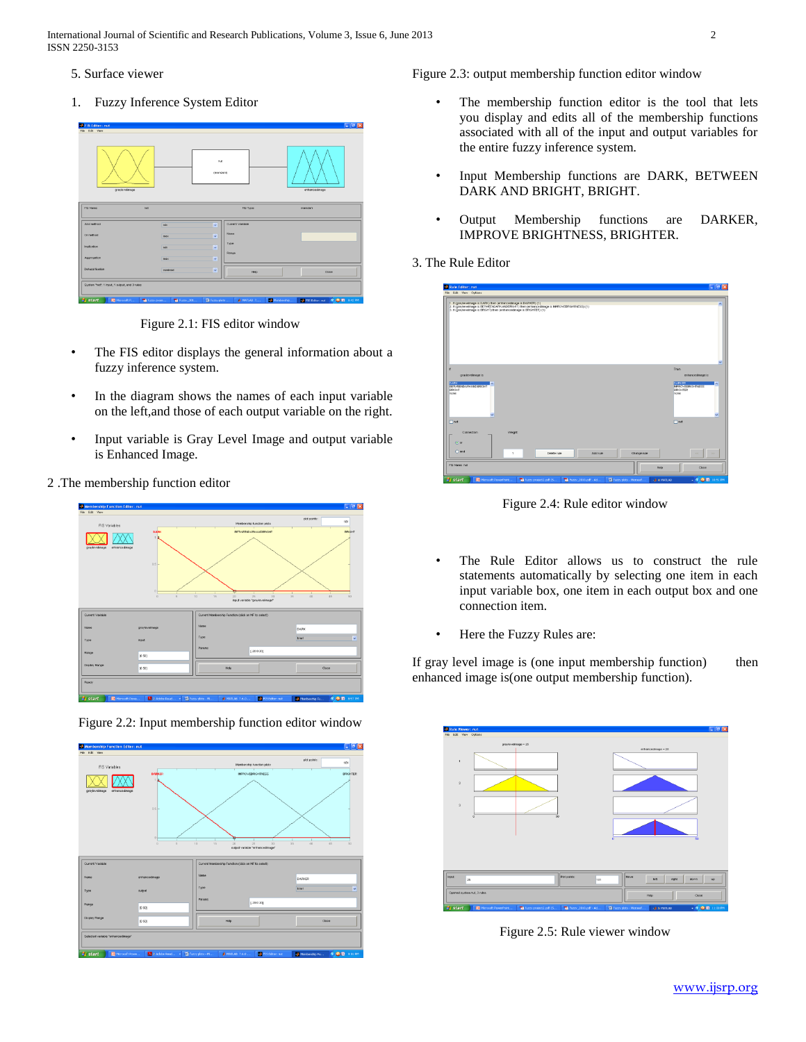5. Surface viewer

1. Fuzzy Inference System Editor

Figure 2.1: FIS editor window

- The FIS editor displays the general information about a fuzzy inference system.
- In the diagram shows the names of each input variable on the left,and those of each output variable on the right.
- Input variable is Gray Level Image and output variable is Enhanced Image.

2 .The membership function editor

Figure 2.2: Input membership function editor window

Figure 2.3: output membership function editor window

- The membership function editor is the tool that lets you display and edits all of the membership functions associated with all of the input and output variables for the entire fuzzy inference system.
- Input Membership functions are DARK, BETWEEN DARK AND BRIGHT, BRIGHT.
- Output Membership functions are DARKER, IMPROVE BRIGHTNESS, BRIGHTER.

3. The Rule Editor

Figure 2.4: Rule editor window

- The Rule Editor allows us to construct the rule statements automatically by selecting one item in each input variable box, one item in each output box and one connection item.
- Here the Fuzzy Rules are:

If gray level image is (one input membership function) then enhanced image is(one output membership function).

Figure 2.5: Rule viewer window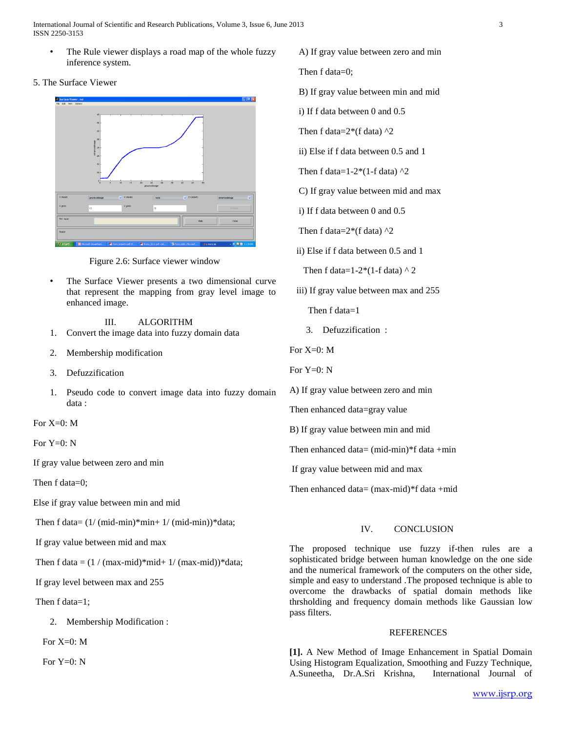- The Rule viewer displays a road map of the whole fuzzy inference system.

5. The Surface Viewer

Figure 2.6: Surface viewer window

- The Surface Viewer presents a two dimensional curve that represent the mapping from gray level image to enhanced image.

## III. ALGORITHM

1. Convert the image data into fuzzy domain data
2. Membership modification
3. Defuzzification

1. Pseudo code to convert image data into fuzzy domain data :

For X=0: M

For Y=0: N

If gray value between zero and min

Then f data=0;

Else if gray value between min and mid

Then f data= (1/ (mid-min)*min+ 1/ (mid-min))*data;

If gray value between mid and max

Then f data = (1 / (max-mid)*mid+ 1/ (max-mid))*data;

If gray level between max and 255

Then f data=1;

2. Membership Modification :

For X=0: M

For Y=0: N

A) If gray value between zero and min

Then f data=0;

B) If gray value between min and mid

i) If f data between 0 and 0.5

Then f data=2*(f data) ^2

ii) Else if f data between 0.5 and 1

Then f data=1-2*(1-f data) ^2

C) If gray value between mid and max

i) If f data between 0 and 0.5

Then f data=2*(f data) ^2

ii) Else if f data between 0.5 and 1

Then f data=1-2*(1-f data) ^ 2

iii) If gray value between max and 255

Then f data=1

3. Defuzzification :

For X=0: M

For Y=0: N

A) If gray value between zero and min

Then enhanced data=gray value

B) If gray value between min and mid

Then enhanced data= (mid-min)*f data +min

If gray value between mid and max

Then enhanced data= (max-mid)*f data +mid

## IV. CONCLUSION

The proposed technique use fuzzy if-then rules are a sophisticated bridge between human knowledge on the one side and the numerical framework of the computers on the other side, simple and easy to understand .The proposed technique is able to overcome the drawbacks of spatial domain methods like thrsholding and frequency domain methods like Gaussian low pass filters.

## REFERENCES

**[1].** A New Method of Image Enhancement in Spatial Domain Using Histogram Equalization, Smoothing and Fuzzy Technique, A.Suneetha, Dr.A.Sri Krishna, International Journal of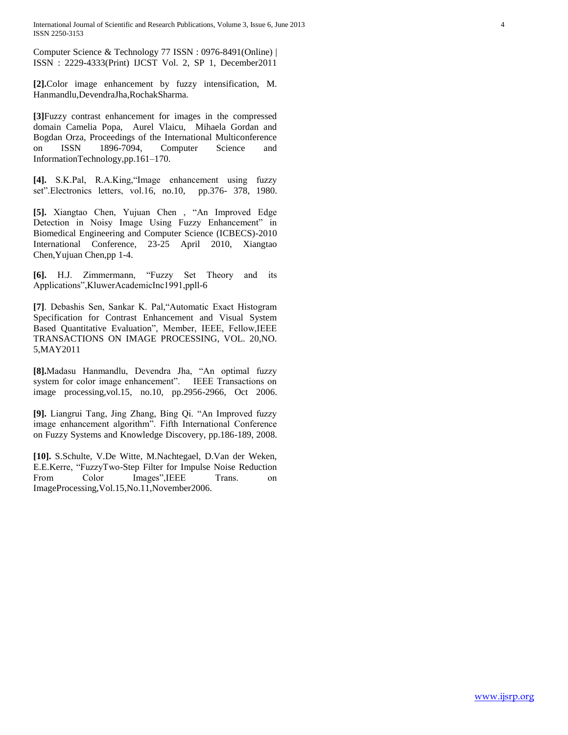Computer Science & Technology 77 ISSN : 0976-8491(Online) | ISSN : 2229-4333(Print) IJCST Vol. 2, SP 1, December2011

**[2].**Color image enhancement by fuzzy intensification, M. Hanmandlu,DevendraJha,RochakSharma.

**[3]**Fuzzy contrast enhancement for images in the compressed domain Camelia Popa, Aurel Vlaicu, Mihaela Gordan and Bogdan Orza, Proceedings of the International Multiconference on ISSN 1896-7094, Computer Science and InformationTechnology,pp.161–170.

**[4].** S.K.Pal, R.A.King,"Image enhancement using fuzzy set".Electronics letters, vol.16, no.10, pp.376- 378, 1980.

**[5].** Xiangtao Chen, Yujuan Chen , "An Improved Edge Detection in Noisy Image Using Fuzzy Enhancement" in Biomedical Engineering and Computer Science (ICBECS)-2010 International Conference, 23-25 April 2010, Xiangtao Chen,Yujuan Chen,pp 1-4.

**[6].** H.J. Zimmermann, "Fuzzy Set Theory and its Applications",KluwerAcademicInc1991,ppll-6

**[7]**. Debashis Sen, Sankar K. Pal,"Automatic Exact Histogram Specification for Contrast Enhancement and Visual System Based Quantitative Evaluation", Member, IEEE, Fellow,IEEE TRANSACTIONS ON IMAGE PROCESSING, VOL. 20,NO. 5,MAY2011

**[8].**Madasu Hanmandlu, Devendra Jha, "An optimal fuzzy system for color image enhancement". IEEE Transactions on image processing,vol.15, no.10, pp.2956-2966, Oct 2006.

**[9].** Liangrui Tang, Jing Zhang, Bing Qi. "An Improved fuzzy image enhancement algorithm". Fifth International Conference on Fuzzy Systems and Knowledge Discovery, pp.186-189, 2008.

**[10].** S.Schulte, V.De Witte, M.Nachtegael, D.Van der Weken, E.E.Kerre, "FuzzyTwo-Step Filter for Impulse Noise Reduction From Color Images",IEEE Trans. on ImageProcessing,Vol.15,No.11,November2006.